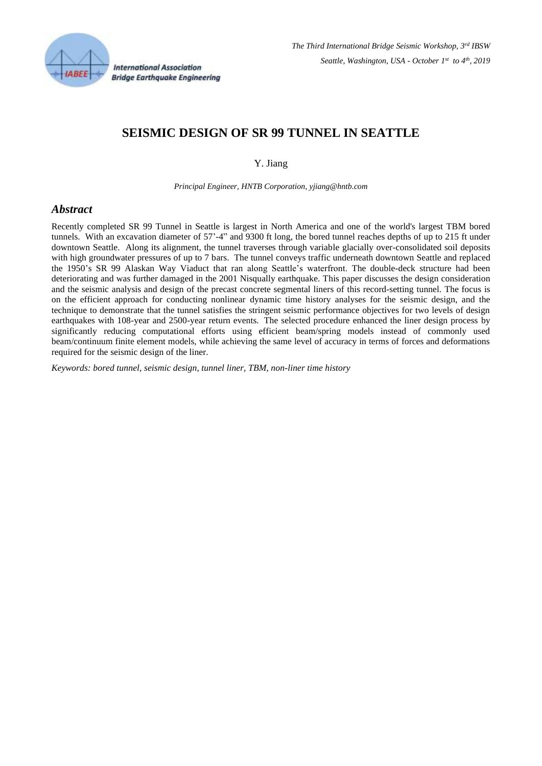# SEISMIC DESIGN OF SR 99 TUNNEL IN SEATTLE

Y. Jiang

*Principal Engineer, HNTB Corporation, yjiang@hntb.com*

## *Abstract*

Recently completed SR 99 Tunnel in Seattle is largest in North America and one of the world's largest TBM bored tunnels. With an excavation diameter of 57'-4" and 9300 ft long, the bored tunnel reaches depths of up to 215 ft under downtown Seattle. Along its alignment, the tunnel traverses through variable glacially over-consolidated soil deposits with high groundwater pressures of up to 7 bars. The tunnel conveys traffic underneath downtown Seattle and replaced the 1950's SR 99 Alaskan Way Viaduct that ran along Seattle's waterfront. The double-deck structure had been deteriorating and was further damaged in the 2001 Nisqually earthquake. This paper discusses the design consideration and the seismic analysis and design of the precast concrete segmental liners of this record-setting tunnel. The focus is on the efficient approach for conducting nonlinear dynamic time history analyses for the seismic design, and the technique to demonstrate that the tunnel satisfies the stringent seismic performance objectives for two levels of design earthquakes with 108-year and 2500-year return events. The selected procedure enhanced the liner design process by significantly reducing computational efforts using efficient beam/spring models instead of commonly used beam/continuum finite element models, while achieving the same level of accuracy in terms of forces and deformations required for the seismic design of the liner.

*Keywords: bored tunnel, seismic design, tunnel liner, TBM, non-liner time history*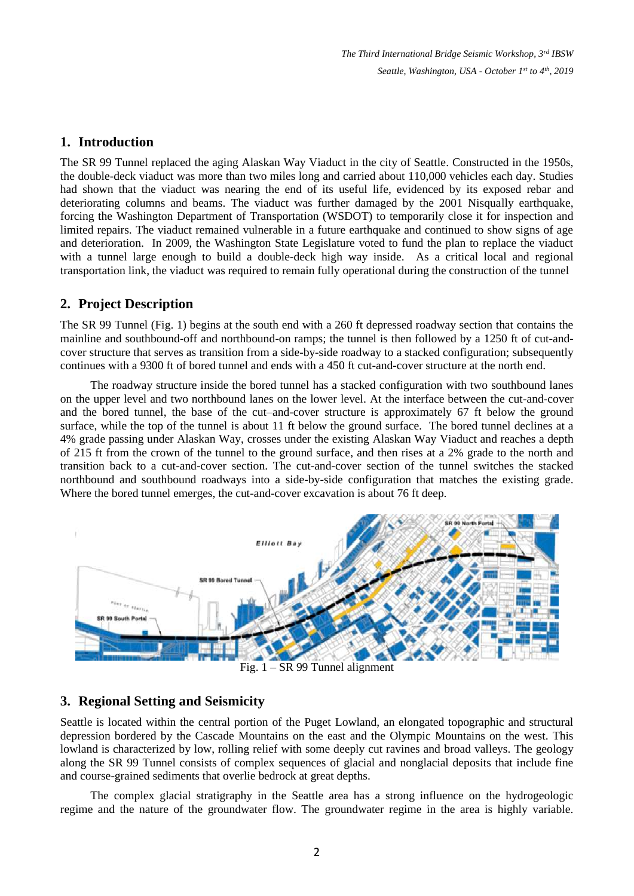## 1. Introduction

The SR 99 Tunnel replaced the aging Alaskan Way Viaduct in the city of Seattle. Constructed in the 1950s, the double-deck viaduct was more than two miles long and carried about 110,000 vehicles each day. Studies had shown that the viaduct was nearing the end of its useful life, evidenced by its exposed rebar and deteriorating columns and beams. The viaduct was further damaged by the 2001 Nisqually earthquake, forcing the Washington Department of Transportation (WSDOT) to temporarily close it for inspection and limited repairs. The viaduct remained vulnerable in a future earthquake and continued to show signs of age and deterioration. In 2009, the Washington State Legislature voted to fund the plan to replace the viaduct with a tunnel large enough to build a double-deck high way inside. As a critical local and regional transportation link, the viaduct was required to remain fully operational during the construction of the tunnel

## 2. Project Description

The SR 99 Tunnel (Fig. 1) begins at the south end with a 260 ft depressed roadway section that contains the mainline and southbound-off and northbound-on ramps; the tunnel is then followed by a 1250 ft of cut-and-cover structure that serves as transition from a side-by-side roadway to a stacked configuration; subsequently continues with a 9300 ft of bored tunnel and ends with a 450 ft cut-and-cover structure at the north end.

The roadway structure inside the bored tunnel has a stacked configuration with two southbound lanes on the upper level and two northbound lanes on the lower level. At the interface between the cut-and-cover and the bored tunnel, the base of the cut–and-cover structure is approximately 67 ft below the ground surface, while the top of the tunnel is about 11 ft below the ground surface. The bored tunnel declines at a 4% grade passing under Alaskan Way, crosses under the existing Alaskan Way Viaduct and reaches a depth of 215 ft from the crown of the tunnel to the ground surface, and then rises at a 2% grade to the north and transition back to a cut-and-cover section. The cut-and-cover section of the tunnel switches the stacked northbound and southbound roadways into a side-by-side configuration that matches the existing grade. Where the bored tunnel emerges, the cut-and-cover excavation is about 76 ft deep.

Elliott Bay

SR 99 North Portal

SR 99 Bored Tunnel

SR 99 South Portal

Fig. 1 – SR 99 Tunnel alignment

## 3. Regional Setting and Seismicity

Seattle is located within the central portion of the Puget Lowland, an elongated topographic and structural depression bordered by the Cascade Mountains on the east and the Olympic Mountains on the west. This lowland is characterized by low, rolling relief with some deeply cut ravines and broad valleys. The geology along the SR 99 Tunnel consists of complex sequences of glacial and nonglacial deposits that include fine and course-grained sediments that overlie bedrock at great depths.

The complex glacial stratigraphy in the Seattle area has a strong influence on the hydrogeologic regime and the nature of the groundwater flow. The groundwater regime in the area is highly variable.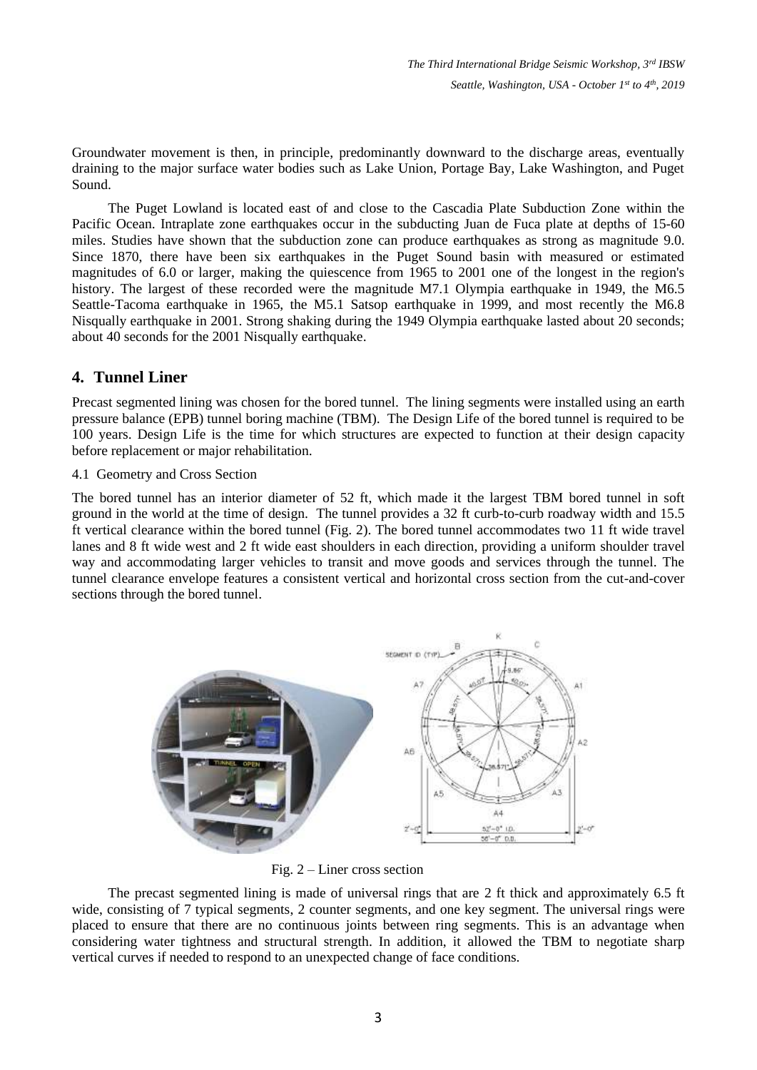Groundwater movement is then, in principle, predominantly downward to the discharge areas, eventually draining to the major surface water bodies such as Lake Union, Portage Bay, Lake Washington, and Puget Sound.

The Puget Lowland is located east of and close to the Cascadia Plate Subduction Zone within the Pacific Ocean. Intraplate zone earthquakes occur in the subducting Juan de Fuca plate at depths of 15-60 miles. Studies have shown that the subduction zone can produce earthquakes as strong as magnitude 9.0. Since 1870, there have been six earthquakes in the Puget Sound basin with measured or estimated magnitudes of 6.0 or larger, making the quiescence from 1965 to 2001 one of the longest in the region's history. The largest of these recorded were the magnitude M7.1 Olympia earthquake in 1949, the M6.5 Seattle-Tacoma earthquake in 1965, the M5.1 Satsop earthquake in 1999, and most recently the M6.8 Nisqually earthquake in 2001. Strong shaking during the 1949 Olympia earthquake lasted about 20 seconds; about 40 seconds for the 2001 Nisqually earthquake.

## 4. Tunnel Liner

Precast segmented lining was chosen for the bored tunnel. The lining segments were installed using an earth pressure balance (EPB) tunnel boring machine (TBM). The Design Life of the bored tunnel is required to be 100 years. Design Life is the time for which structures are expected to function at their design capacity before replacement or major rehabilitation.

### 4.1 Geometry and Cross Section

The bored tunnel has an interior diameter of 52 ft, which made it the largest TBM bored tunnel in soft ground in the world at the time of design. The tunnel provides a 32 ft curb-to-curb roadway width and 15.5 ft vertical clearance within the bored tunnel (Fig. 2). The bored tunnel accommodates two 11 ft wide travel lanes and 8 ft wide west and 2 ft wide east shoulders in each direction, providing a uniform shoulder travel way and accommodating larger vehicles to transit and move goods and services through the tunnel. The tunnel clearance envelope features a consistent vertical and horizontal cross section from the cut-and-cover sections through the bored tunnel.

Fig. 2 – Liner cross section

The precast segmented lining is made of universal rings that are 2 ft thick and approximately 6.5 ft wide, consisting of 7 typical segments, 2 counter segments, and one key segment. The universal rings were placed to ensure that there are no continuous joints between ring segments. This is an advantage when considering water tightness and structural strength. In addition, it allowed the TBM to negotiate sharp vertical curves if needed to respond to an unexpected change of face conditions.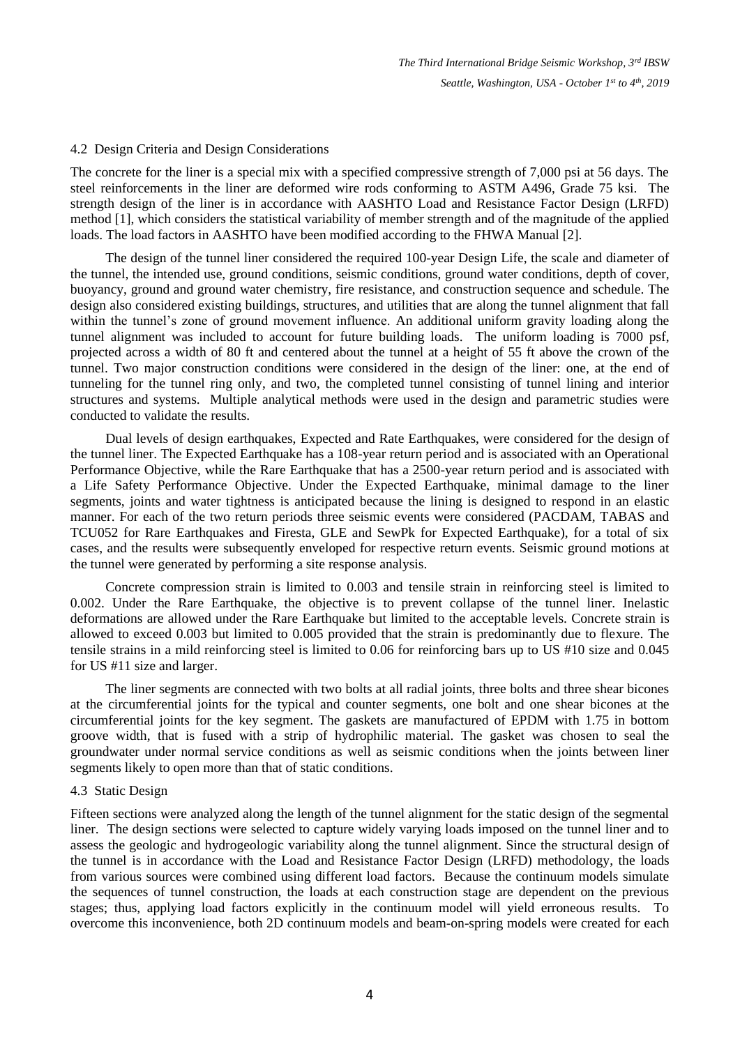### 4.2 Design Criteria and Design Considerations

The concrete for the liner is a special mix with a specified compressive strength of 7,000 psi at 56 days. The steel reinforcements in the liner are deformed wire rods conforming to ASTM A496, Grade 75 ksi. The strength design of the liner is in accordance with AASHTO Load and Resistance Factor Design (LRFD) method [1], which considers the statistical variability of member strength and of the magnitude of the applied loads. The load factors in AASHTO have been modified according to the FHWA Manual [2].

The design of the tunnel liner considered the required 100-year Design Life, the scale and diameter of the tunnel, the intended use, ground conditions, seismic conditions, ground water conditions, depth of cover, buoyancy, ground and ground water chemistry, fire resistance, and construction sequence and schedule. The design also considered existing buildings, structures, and utilities that are along the tunnel alignment that fall within the tunnel's zone of ground movement influence. An additional uniform gravity loading along the tunnel alignment was included to account for future building loads. The uniform loading is 7000 psf, projected across a width of 80 ft and centered about the tunnel at a height of 55 ft above the crown of the tunnel. Two major construction conditions were considered in the design of the liner: one, at the end of tunneling for the tunnel ring only, and two, the completed tunnel consisting of tunnel lining and interior structures and systems. Multiple analytical methods were used in the design and parametric studies were conducted to validate the results.

Dual levels of design earthquakes, Expected and Rate Earthquakes, were considered for the design of the tunnel liner. The Expected Earthquake has a 108-year return period and is associated with an Operational Performance Objective, while the Rare Earthquake that has a 2500-year return period and is associated with a Life Safety Performance Objective. Under the Expected Earthquake, minimal damage to the liner segments, joints and water tightness is anticipated because the lining is designed to respond in an elastic manner. For each of the two return periods three seismic events were considered (PACDAM, TABAS and TCU052 for Rare Earthquakes and Firesta, GLE and SewPk for Expected Earthquake), for a total of six cases, and the results were subsequently enveloped for respective return events. Seismic ground motions at the tunnel were generated by performing a site response analysis.

Concrete compression strain is limited to 0.003 and tensile strain in reinforcing steel is limited to 0.002. Under the Rare Earthquake, the objective is to prevent collapse of the tunnel liner. Inelastic deformations are allowed under the Rare Earthquake but limited to the acceptable levels. Concrete strain is allowed to exceed 0.003 but limited to 0.005 provided that the strain is predominantly due to flexure. The tensile strains in a mild reinforcing steel is limited to 0.06 for reinforcing bars up to US #10 size and 0.045 for US #11 size and larger.

The liner segments are connected with two bolts at all radial joints, three bolts and three shear bicones at the circumferential joints for the typical and counter segments, one bolt and one shear bicones at the circumferential joints for the key segment. The gaskets are manufactured of EPDM with 1.75 in bottom groove width, that is fused with a strip of hydrophilic material. The gasket was chosen to seal the groundwater under normal service conditions as well as seismic conditions when the joints between liner segments likely to open more than that of static conditions.

### 4.3 Static Design

Fifteen sections were analyzed along the length of the tunnel alignment for the static design of the segmental liner. The design sections were selected to capture widely varying loads imposed on the tunnel liner and to assess the geologic and hydrogeologic variability along the tunnel alignment. Since the structural design of the tunnel is in accordance with the Load and Resistance Factor Design (LRFD) methodology, the loads from various sources were combined using different load factors. Because the continuum models simulate the sequences of tunnel construction, the loads at each construction stage are dependent on the previous stages; thus, applying load factors explicitly in the continuum model will yield erroneous results. To overcome this inconvenience, both 2D continuum models and beam-on-spring models were created for each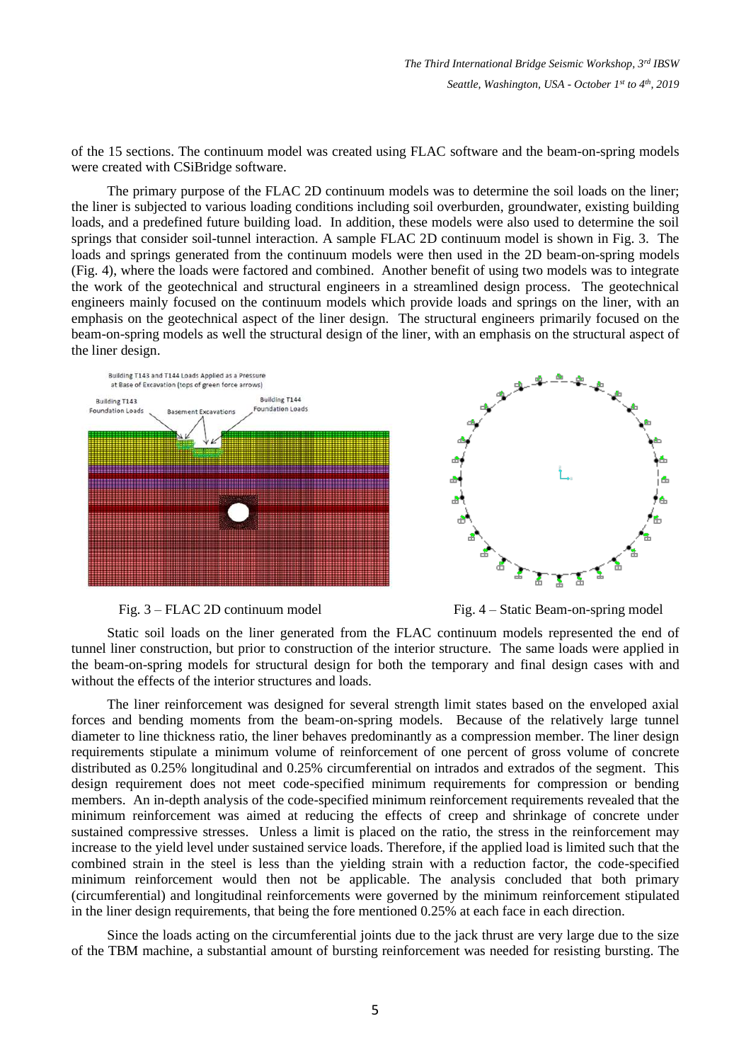of the 15 sections. The continuum model was created using FLAC software and the beam-on-spring models were created with CSiBridge software.

The primary purpose of the FLAC 2D continuum models was to determine the soil loads on the liner; the liner is subjected to various loading conditions including soil overburden, groundwater, existing building loads, and a predefined future building load. In addition, these models were also used to determine the soil springs that consider soil-tunnel interaction. A sample FLAC 2D continuum model is shown in Fig. 3. The loads and springs generated from the continuum models were then used in the 2D beam-on-spring models (Fig. 4), where the loads were factored and combined. Another benefit of using two models was to integrate the work of the geotechnical and structural engineers in a streamlined design process. The geotechnical engineers mainly focused on the continuum models which provide loads and springs on the liner, with an emphasis on the geotechnical aspect of the liner design. The structural engineers primarily focused on the beam-on-spring models as well the structural design of the liner, with an emphasis on the structural aspect of the liner design.

Fig. 3 – FLAC 2D continuum model

Fig. 4 – Static Beam-on-spring model

Static soil loads on the liner generated from the FLAC continuum models represented the end of tunnel liner construction, but prior to construction of the interior structure. The same loads were applied in the beam-on-spring models for structural design for both the temporary and final design cases with and without the effects of the interior structures and loads.

The liner reinforcement was designed for several strength limit states based on the enveloped axial forces and bending moments from the beam-on-spring models. Because of the relatively large tunnel diameter to line thickness ratio, the liner behaves predominantly as a compression member. The liner design requirements stipulate a minimum volume of reinforcement of one percent of gross volume of concrete distributed as 0.25% longitudinal and 0.25% circumferential on intrados and extrados of the segment. This design requirement does not meet code-specified minimum requirements for compression or bending members. An in-depth analysis of the code-specified minimum reinforcement requirements revealed that the minimum reinforcement was aimed at reducing the effects of creep and shrinkage of concrete under sustained compressive stresses. Unless a limit is placed on the ratio, the stress in the reinforcement may increase to the yield level under sustained service loads. Therefore, if the applied load is limited such that the combined strain in the steel is less than the yielding strain with a reduction factor, the code-specified minimum reinforcement would then not be applicable. The analysis concluded that both primary (circumferential) and longitudinal reinforcements were governed by the minimum reinforcement stipulated in the liner design requirements, that being the fore mentioned 0.25% at each face in each direction.

Since the loads acting on the circumferential joints due to the jack thrust are very large due to the size of the TBM machine, a substantial amount of bursting reinforcement was needed for resisting bursting. The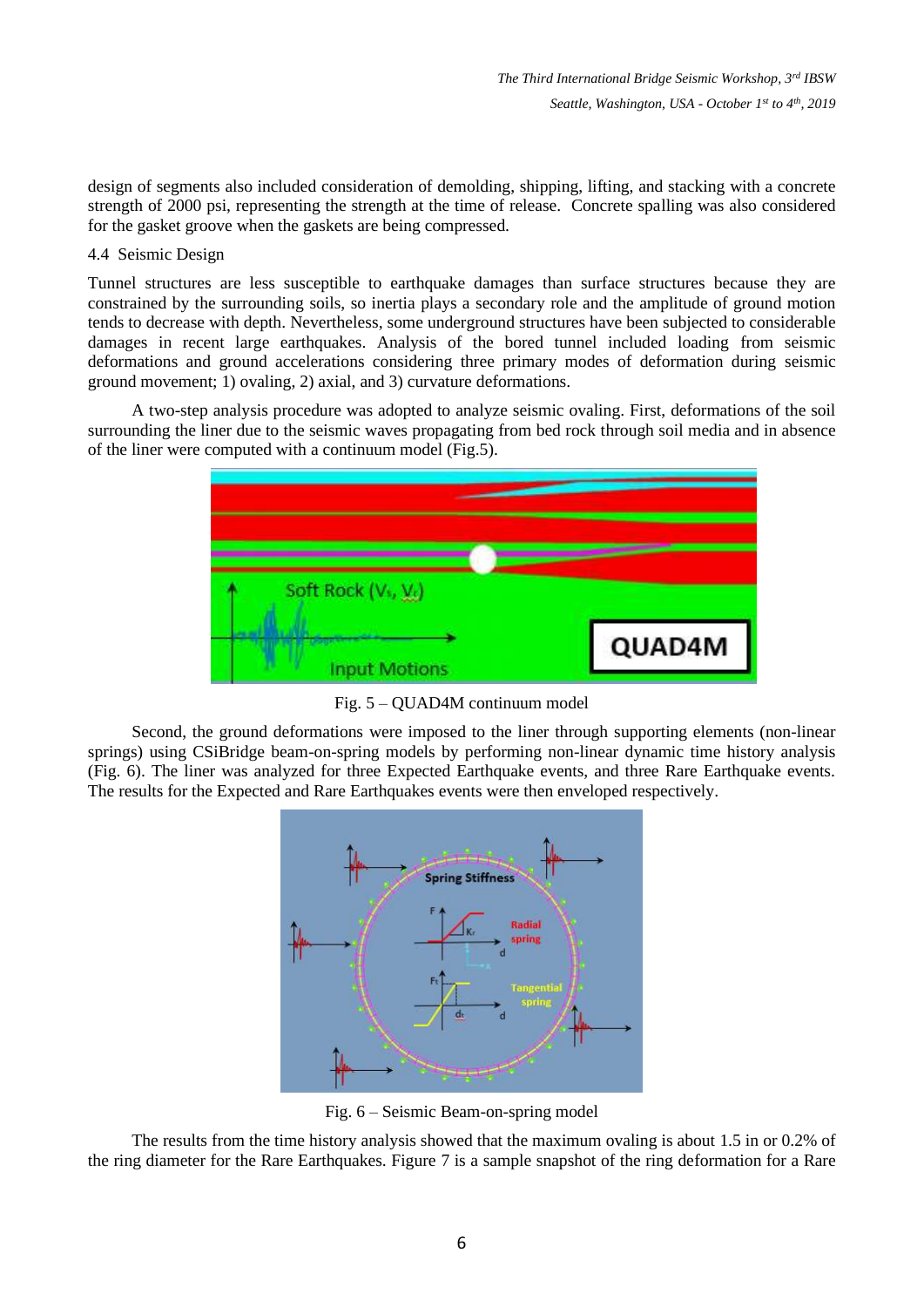design of segments also included consideration of demolding, shipping, lifting, and stacking with a concrete strength of 2000 psi, representing the strength at the time of release. Concrete spalling was also considered for the gasket groove when the gaskets are being compressed.

4.4 Seismic Design

Tunnel structures are less susceptible to earthquake damages than surface structures because they are constrained by the surrounding soils, so inertia plays a secondary role and the amplitude of ground motion tends to decrease with depth. Nevertheless, some underground structures have been subjected to considerable damages in recent large earthquakes. Analysis of the bored tunnel included loading from seismic deformations and ground accelerations considering three primary modes of deformation during seismic ground movement; 1) ovaling, 2) axial, and 3) curvature deformations.

A two-step analysis procedure was adopted to analyze seismic ovaling. First, deformations of the soil surrounding the liner due to the seismic waves propagating from bed rock through soil media and in absence of the liner were computed with a continuum model (Fig.5).

Soft Rock ($V_s$, $V_t$)

Input Motions

QUAD4M

Fig. 5 – QUAD4M continuum model

Second, the ground deformations were imposed to the liner through supporting elements (non-linear springs) using CSiBridge beam-on-spring models by performing non-linear dynamic time history analysis (Fig. 6). The liner was analyzed for three Expected Earthquake events, and three Rare Earthquake events. The results for the Expected and Rare Earthquakes events were then enveloped respectively.

Spring Stiffness

Radial spring

Tangential spring

Fig. 6 – Seismic Beam-on-spring model

The results from the time history analysis showed that the maximum ovaling is about 1.5 in or 0.2% of the ring diameter for the Rare Earthquakes. Figure 7 is a sample snapshot of the ring deformation for a Rare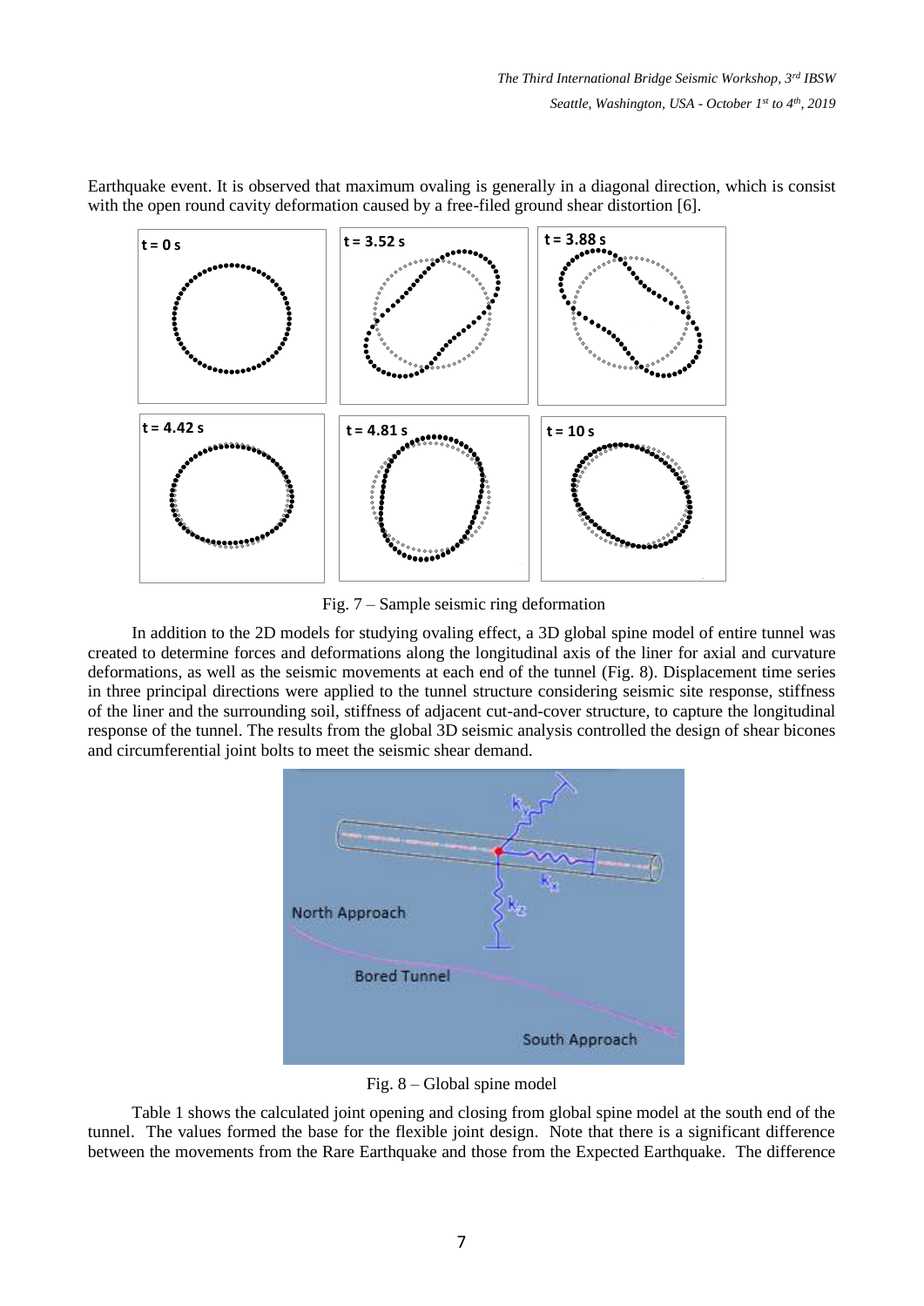Earthquake event. It is observed that maximum ovaling is generally in a diagonal direction, which is consist with the open round cavity deformation caused by a free-filed ground shear distortion [6].

t = 0 s

t = 3.52 s

t = 3.88 s

t = 4.42 s

t = 4.81 s

t = 10 s

Fig. 7 – Sample seismic ring deformation

In addition to the 2D models for studying ovaling effect, a 3D global spine model of entire tunnel was created to determine forces and deformations along the longitudinal axis of the liner for axial and curvature deformations, as well as the seismic movements at each end of the tunnel (Fig. 8). Displacement time series in three principal directions were applied to the tunnel structure considering seismic site response, stiffness of the liner and the surrounding soil, stiffness of adjacent cut-and-cover structure, to capture the longitudinal response of the tunnel. The results from the global 3D seismic analysis controlled the design of shear bicones and circumferential joint bolts to meet the seismic shear demand.

$k_y$

$k_x$

$k_z$

North Approach

Bored Tunnel

South Approach

Fig. 8 – Global spine model

Table 1 shows the calculated joint opening and closing from global spine model at the south end of the tunnel. The values formed the base for the flexible joint design. Note that there is a significant difference between the movements from the Rare Earthquake and those from the Expected Earthquake. The difference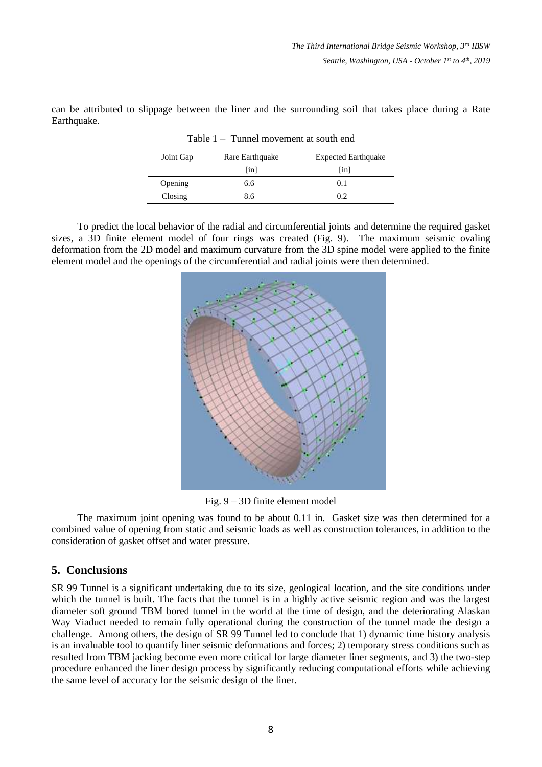can be attributed to slippage between the liner and the surrounding soil that takes place during a Rate Earthquake.

Table 1 – Tunnel movement at south end

| Joint Gap | Rare Earthquake [in] | Expected Earthquake [in] |
| --- | --- | --- |
| Opening | 6.6 | 0.1 |
| Closing | 8.6 | 0.2 |

To predict the local behavior of the radial and circumferential joints and determine the required gasket sizes, a 3D finite element model of four rings was created (Fig. 9). The maximum seismic ovaling deformation from the 2D model and maximum curvature from the 3D spine model were applied to the finite element model and the openings of the circumferential and radial joints were then determined.

Fig. 9 – 3D finite element model

The maximum joint opening was found to be about 0.11 in. Gasket size was then determined for a combined value of opening from static and seismic loads as well as construction tolerances, in addition to the consideration of gasket offset and water pressure.

## 5. Conclusions

SR 99 Tunnel is a significant undertaking due to its size, geological location, and the site conditions under which the tunnel is built. The facts that the tunnel is in a highly active seismic region and was the largest diameter soft ground TBM bored tunnel in the world at the time of design, and the deteriorating Alaskan Way Viaduct needed to remain fully operational during the construction of the tunnel made the design a challenge. Among others, the design of SR 99 Tunnel led to conclude that 1) dynamic time history analysis is an invaluable tool to quantify liner seismic deformations and forces; 2) temporary stress conditions such as resulted from TBM jacking become even more critical for large diameter liner segments, and 3) the two-step procedure enhanced the liner design process by significantly reducing computational efforts while achieving the same level of accuracy for the seismic design of the liner.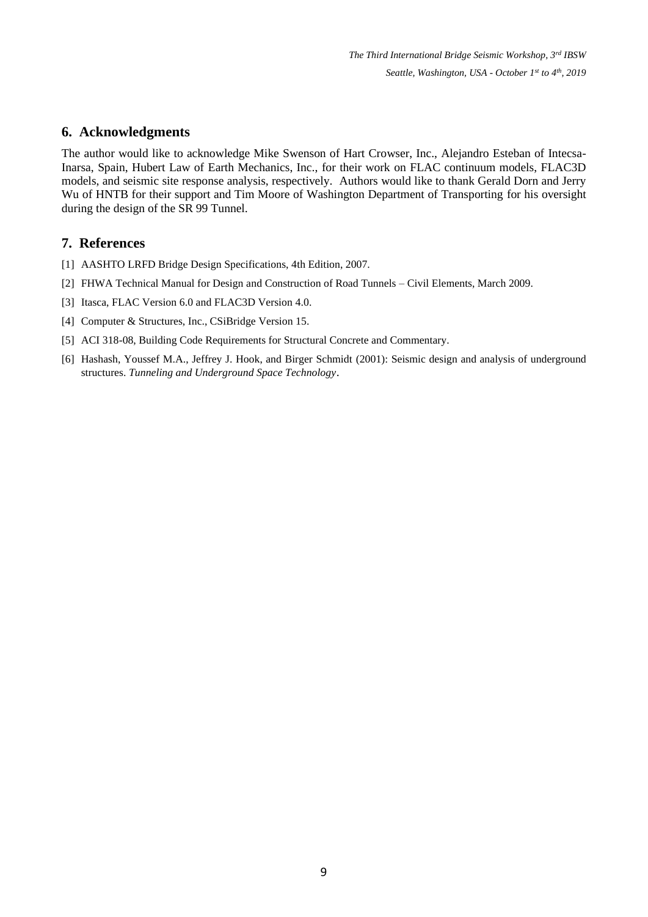## 6. Acknowledgments

The author would like to acknowledge Mike Swenson of Hart Crowser, Inc., Alejandro Esteban of Intecsa-Inarsa, Spain, Hubert Law of Earth Mechanics, Inc., for their work on FLAC continuum models, FLAC3D models, and seismic site response analysis, respectively. Authors would like to thank Gerald Dorn and Jerry Wu of HNTB for their support and Tim Moore of Washington Department of Transporting for his oversight during the design of the SR 99 Tunnel.

## 7. References

[1] AASHTO LRFD Bridge Design Specifications, 4th Edition, 2007.

[2] FHWA Technical Manual for Design and Construction of Road Tunnels – Civil Elements, March 2009.

[3] Itasca, FLAC Version 6.0 and FLAC3D Version 4.0.

[4] Computer & Structures, Inc., CSiBridge Version 15.

[5] ACI 318-08, Building Code Requirements for Structural Concrete and Commentary.

[6] Hashash, Youssef M.A., Jeffrey J. Hook, and Birger Schmidt (2001): Seismic design and analysis of underground structures. *Tunneling and Underground Space Technology*.